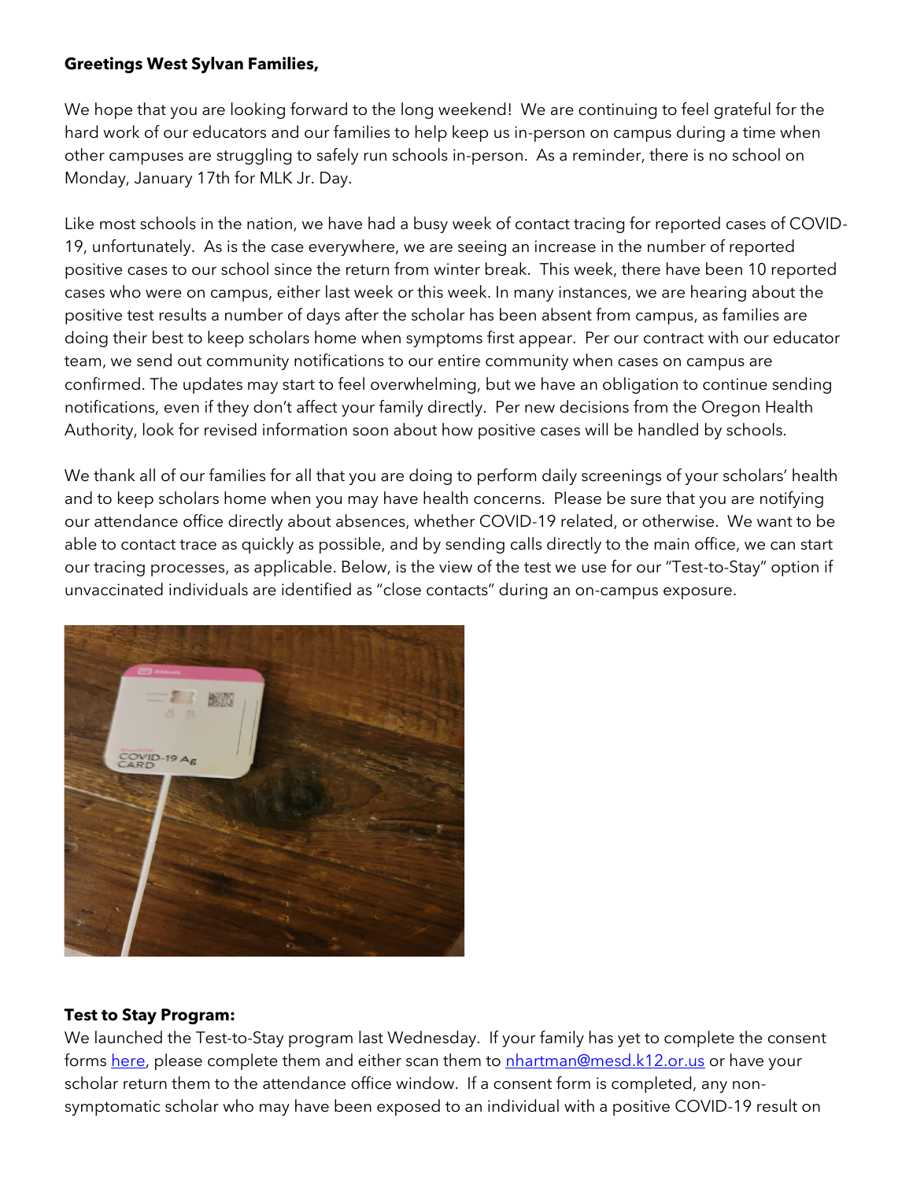**Greetings West Sylvan Families,**

We hope that you are looking forward to the long weekend! We are continuing to feel grateful for the hard work of our educators and our families to help keep us in-person on campus during a time when other campuses are struggling to safely run schools in-person. As a reminder, there is no school on Monday, January 17th for MLK Jr. Day.

Like most schools in the nation, we have had a busy week of contact tracing for reported cases of COVID-19, unfortunately. As is the case everywhere, we are seeing an increase in the number of reported positive cases to our school since the return from winter break. This week, there have been 10 reported cases who were on campus, either last week or this week. In many instances, we are hearing about the positive test results a number of days after the scholar has been absent from campus, as families are doing their best to keep scholars home when symptoms first appear. Per our contract with our educator team, we send out community notifications to our entire community when cases on campus are confirmed. The updates may start to feel overwhelming, but we have an obligation to continue sending notifications, even if they don't affect your family directly. Per new decisions from the Oregon Health Authority, look for revised information soon about how positive cases will be handled by schools.

We thank all of our families for all that you are doing to perform daily screenings of your scholars' health and to keep scholars home when you may have health concerns. Please be sure that you are notifying our attendance office directly about absences, whether COVID-19 related, or otherwise. We want to be able to contact trace as quickly as possible, and by sending calls directly to the main office, we can start our tracing processes, as applicable. Below, is the view of the test we use for our "Test-to-Stay" option if unvaccinated individuals are identified as "close contacts" during an on-campus exposure.

**Test to Stay Program:**

We launched the Test-to-Stay program last Wednesday. If your family has yet to complete the consent forms [here](), please complete them and either scan them to [nhartman@mesd.k12.or.us]() or have your scholar return them to the attendance office window. If a consent form is completed, any non-symptomatic scholar who may have been exposed to an individual with a positive COVID-19 result on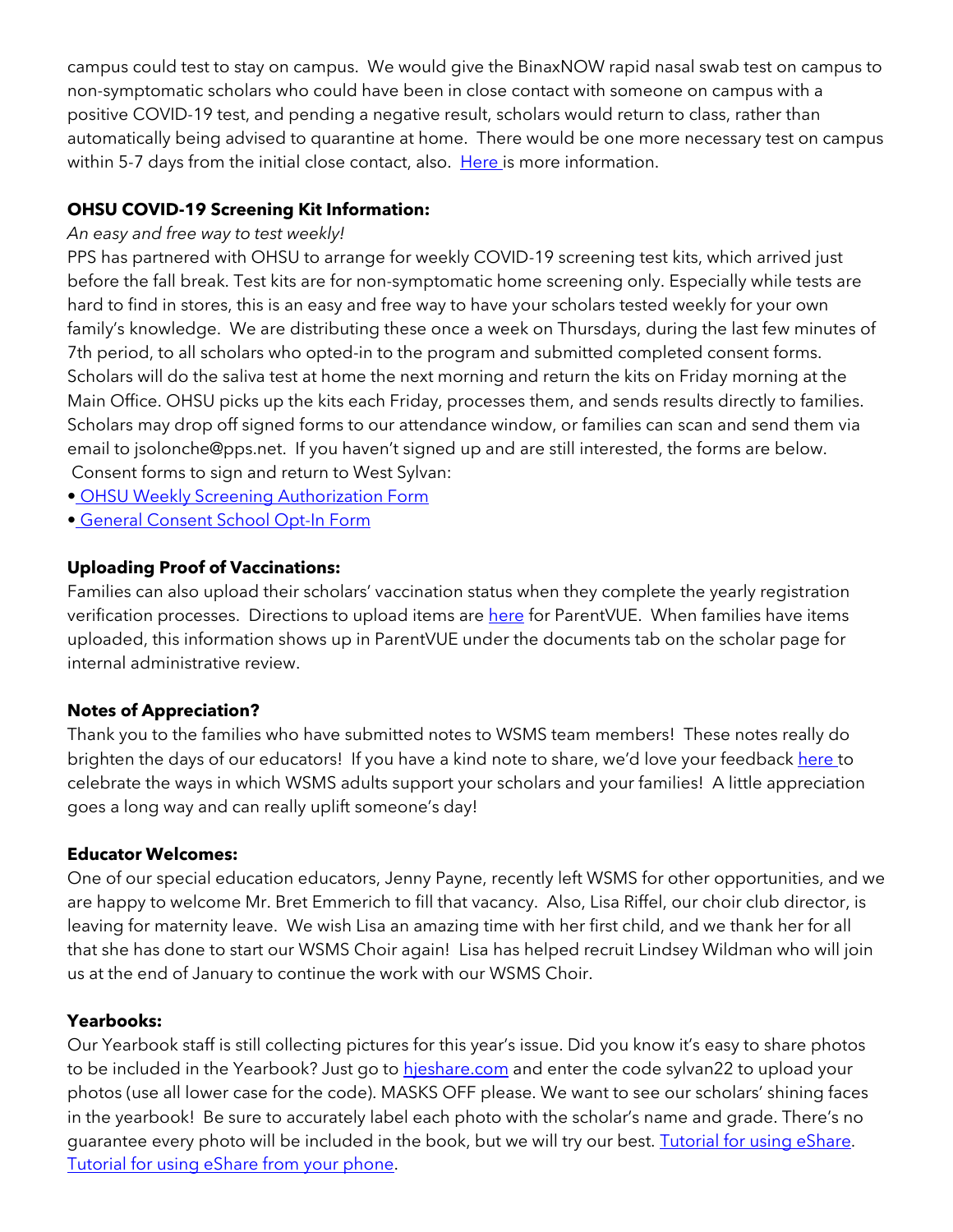campus could test to stay on campus.  We would give the BinaxNOW rapid nasal swab test on campus to non-symptomatic scholars who could have been in close contact with someone on campus with a positive COVID-19 test, and pending a negative result, scholars would return to class, rather than automatically being advised to quarantine at home.  There would be one more necessary test on campus within 5-7 days from the initial close contact, also.  Here is more information.

**OHSU COVID-19 Screening Kit Information:**

*An easy and free way to test weekly!*

PPS has partnered with OHSU to arrange for weekly COVID-19 screening test kits, which arrived just before the fall break. Test kits are for non-symptomatic home screening only. Especially while tests are hard to find in stores, this is an easy and free way to have your scholars tested weekly for your own family's knowledge.  We are distributing these once a week on Thursdays, during the last few minutes of 7th period, to all scholars who opted-in to the program and submitted completed consent forms. Scholars will do the saliva test at home the next morning and return the kits on Friday morning at the Main Office. OHSU picks up the kits each Friday, processes them, and sends results directly to families. Scholars may drop off signed forms to our attendance window, or families can scan and send them via email to jsolonche@pps.net.  If you haven't signed up and are still interested, the forms are below.

Consent forms to sign and return to West Sylvan:

- OHSU Weekly Screening Authorization Form
- General Consent School Opt-In Form

**Uploading Proof of Vaccinations:**

Families can also upload their scholars' vaccination status when they complete the yearly registration verification processes.  Directions to upload items are here for ParentVUE.  When families have items uploaded, this information shows up in ParentVUE under the documents tab on the scholar page for internal administrative review.

**Notes of Appreciation?**

Thank you to the families who have submitted notes to WSMS team members!  These notes really do brighten the days of our educators!  If you have a kind note to share, we'd love your feedback here to celebrate the ways in which WSMS adults support your scholars and your families!  A little appreciation goes a long way and can really uplift someone's day!

**Educator Welcomes:**

One of our special education educators, Jenny Payne, recently left WSMS for other opportunities, and we are happy to welcome Mr. Bret Emmerich to fill that vacancy.  Also, Lisa Riffel, our choir club director, is leaving for maternity leave.  We wish Lisa an amazing time with her first child, and we thank her for all that she has done to start our WSMS Choir again!  Lisa has helped recruit Lindsey Wildman who will join us at the end of January to continue the work with our WSMS Choir.

**Yearbooks:**

Our Yearbook staff is still collecting pictures for this year's issue. Did you know it's easy to share photos to be included in the Yearbook? Just go to hjeshare.com and enter the code sylvan22 to upload your photos (use all lower case for the code). MASKS OFF please. We want to see our scholars' shining faces in the yearbook!  Be sure to accurately label each photo with the scholar's name and grade. There's no guarantee every photo will be included in the book, but we will try our best. Tutorial for using eShare. Tutorial for using eShare from your phone.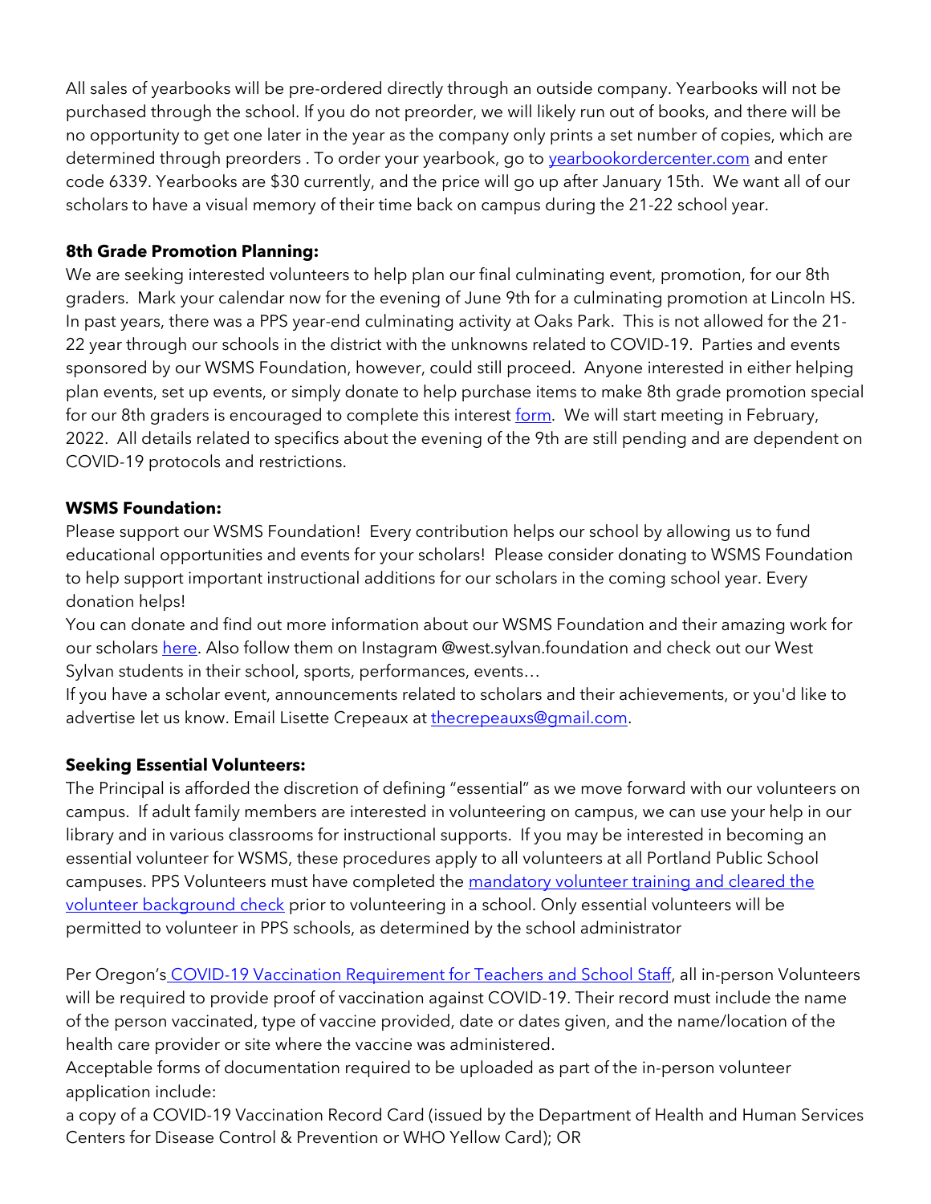All sales of yearbooks will be pre-ordered directly through an outside company. Yearbooks will not be purchased through the school. If you do not preorder, we will likely run out of books, and there will be no opportunity to get one later in the year as the company only prints a set number of copies, which are determined through preorders . To order your yearbook, go to yearbookordercenter.com and enter code 6339. Yearbooks are $30 currently, and the price will go up after January 15th. We want all of our scholars to have a visual memory of their time back on campus during the 21-22 school year.

**8th Grade Promotion Planning:**
We are seeking interested volunteers to help plan our final culminating event, promotion, for our 8th graders. Mark your calendar now for the evening of June 9th for a culminating promotion at Lincoln HS. In past years, there was a PPS year-end culminating activity at Oaks Park. This is not allowed for the 21-22 year through our schools in the district with the unknowns related to COVID-19. Parties and events sponsored by our WSMS Foundation, however, could still proceed. Anyone interested in either helping plan events, set up events, or simply donate to help purchase items to make 8th grade promotion special for our 8th graders is encouraged to complete this interest form. We will start meeting in February, 2022. All details related to specifics about the evening of the 9th are still pending and are dependent on COVID-19 protocols and restrictions.

**WSMS Foundation:**
Please support our WSMS Foundation! Every contribution helps our school by allowing us to fund educational opportunities and events for your scholars! Please consider donating to WSMS Foundation to help support important instructional additions for our scholars in the coming school year. Every donation helps!
You can donate and find out more information about our WSMS Foundation and their amazing work for our scholars here. Also follow them on Instagram @west.sylvan.foundation and check out our West Sylvan students in their school, sports, performances, events…
If you have a scholar event, announcements related to scholars and their achievements, or you'd like to advertise let us know. Email Lisette Crepeaux at thecrepeauxs@gmail.com.

**Seeking Essential Volunteers:**
The Principal is afforded the discretion of defining "essential" as we move forward with our volunteers on campus. If adult family members are interested in volunteering on campus, we can use your help in our library and in various classrooms for instructional supports. If you may be interested in becoming an essential volunteer for WSMS, these procedures apply to all volunteers at all Portland Public School campuses. PPS Volunteers must have completed the mandatory volunteer training and cleared the volunteer background check prior to volunteering in a school. Only essential volunteers will be permitted to volunteer in PPS schools, as determined by the school administrator

Per Oregon's COVID-19 Vaccination Requirement for Teachers and School Staff, all in-person Volunteers will be required to provide proof of vaccination against COVID-19. Their record must include the name of the person vaccinated, type of vaccine provided, date or dates given, and the name/location of the health care provider or site where the vaccine was administered.
Acceptable forms of documentation required to be uploaded as part of the in-person volunteer application include:
a copy of a COVID-19 Vaccination Record Card (issued by the Department of Health and Human Services Centers for Disease Control & Prevention or WHO Yellow Card); OR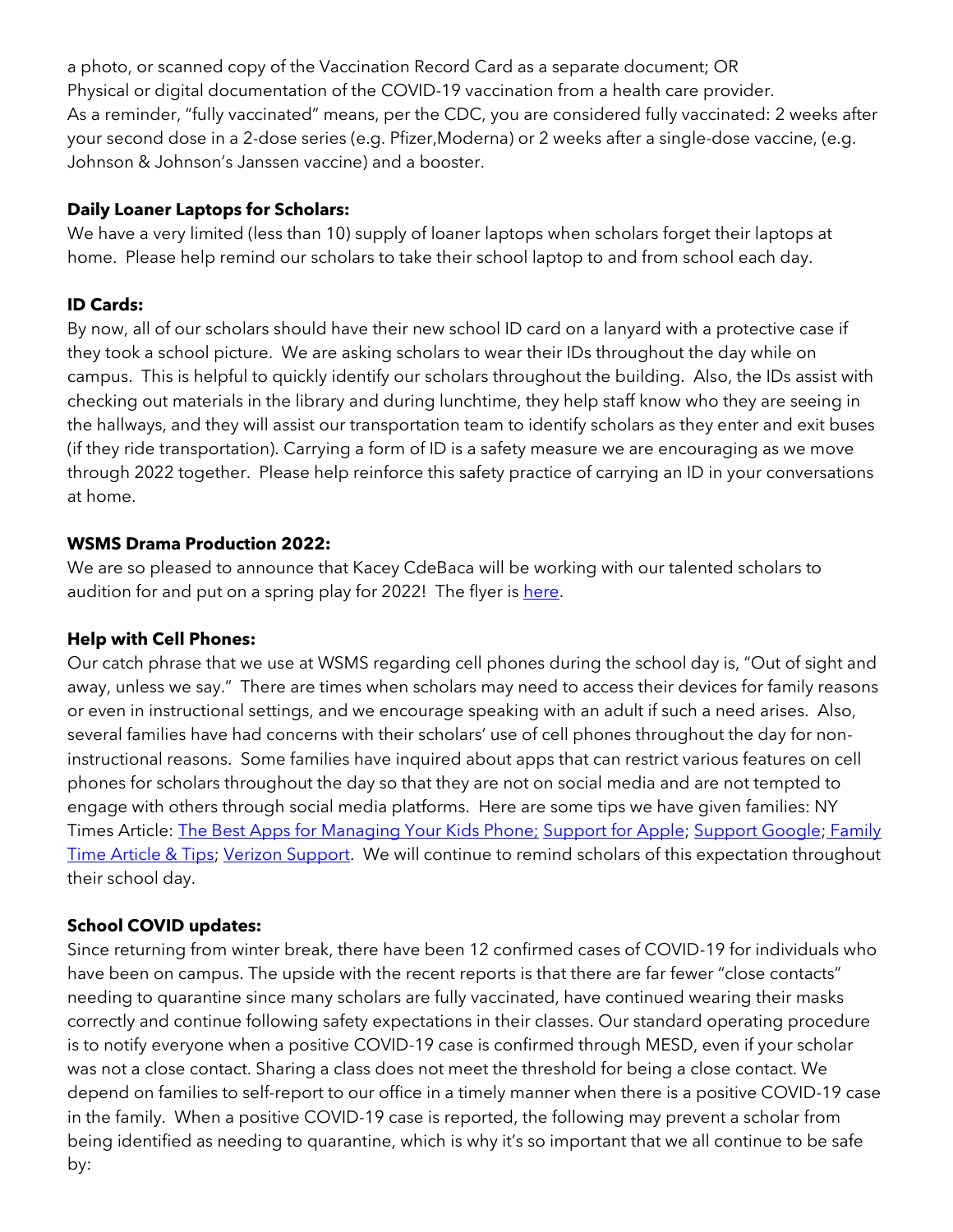a photo, or scanned copy of the Vaccination Record Card as a separate document; OR
Physical or digital documentation of the COVID-19 vaccination from a health care provider.
As a reminder, "fully vaccinated" means, per the CDC, you are considered fully vaccinated: 2 weeks after your second dose in a 2-dose series (e.g. Pfizer,Moderna) or 2 weeks after a single-dose vaccine, (e.g. Johnson & Johnson's Janssen vaccine) and a booster.

**Daily Loaner Laptops for Scholars:**
We have a very limited (less than 10) supply of loaner laptops when scholars forget their laptops at home. Please help remind our scholars to take their school laptop to and from school each day.

**ID Cards:**
By now, all of our scholars should have their new school ID card on a lanyard with a protective case if they took a school picture. We are asking scholars to wear their IDs throughout the day while on campus. This is helpful to quickly identify our scholars throughout the building. Also, the IDs assist with checking out materials in the library and during lunchtime, they help staff know who they are seeing in the hallways, and they will assist our transportation team to identify scholars as they enter and exit buses (if they ride transportation). Carrying a form of ID is a safety measure we are encouraging as we move through 2022 together. Please help reinforce this safety practice of carrying an ID in your conversations at home.

**WSMS Drama Production 2022:**
We are so pleased to announce that Kacey CdeBaca will be working with our talented scholars to audition for and put on a spring play for 2022! The flyer is here.

**Help with Cell Phones:**
Our catch phrase that we use at WSMS regarding cell phones during the school day is, "Out of sight and away, unless we say." There are times when scholars may need to access their devices for family reasons or even in instructional settings, and we encourage speaking with an adult if such a need arises. Also, several families have had concerns with their scholars' use of cell phones throughout the day for non-instructional reasons. Some families have inquired about apps that can restrict various features on cell phones for scholars throughout the day so that they are not on social media and are not tempted to engage with others through social media platforms. Here are some tips we have given families: NY Times Article: The Best Apps for Managing Your Kids Phone; Support for Apple; Support Google; Family Time Article & Tips; Verizon Support. We will continue to remind scholars of this expectation throughout their school day.

**School COVID updates:**
Since returning from winter break, there have been 12 confirmed cases of COVID-19 for individuals who have been on campus. The upside with the recent reports is that there are far fewer "close contacts" needing to quarantine since many scholars are fully vaccinated, have continued wearing their masks correctly and continue following safety expectations in their classes. Our standard operating procedure is to notify everyone when a positive COVID-19 case is confirmed through MESD, even if your scholar was not a close contact. Sharing a class does not meet the threshold for being a close contact. We depend on families to self-report to our office in a timely manner when there is a positive COVID-19 case in the family. When a positive COVID-19 case is reported, the following may prevent a scholar from being identified as needing to quarantine, which is why it's so important that we all continue to be safe by: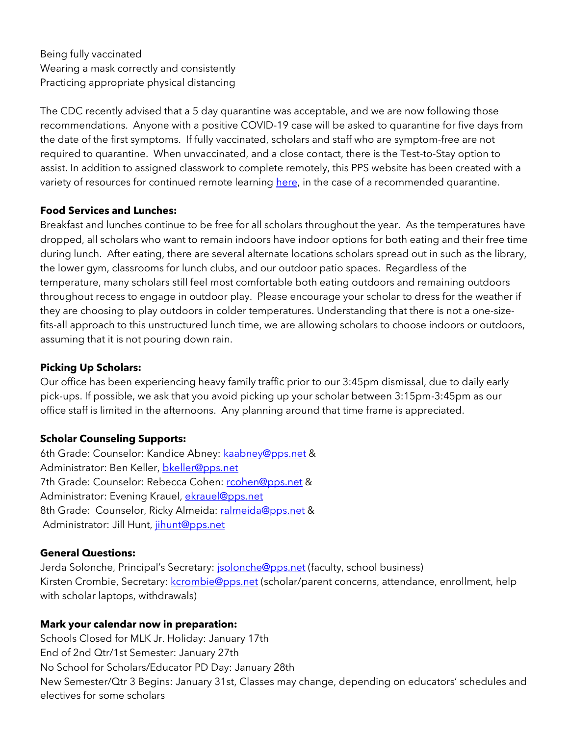Being fully vaccinated
Wearing a mask correctly and consistently
Practicing appropriate physical distancing

The CDC recently advised that a 5 day quarantine was acceptable, and we are now following those recommendations. Anyone with a positive COVID-19 case will be asked to quarantine for five days from the date of the first symptoms. If fully vaccinated, scholars and staff who are symptom-free are not required to quarantine. When unvaccinated, and a close contact, there is the Test-to-Stay option to assist. In addition to assigned classwork to complete remotely, this PPS website has been created with a variety of resources for continued remote learning here, in the case of a recommended quarantine.

**Food Services and Lunches:**
Breakfast and lunches continue to be free for all scholars throughout the year. As the temperatures have dropped, all scholars who want to remain indoors have indoor options for both eating and their free time during lunch. After eating, there are several alternate locations scholars spread out in such as the library, the lower gym, classrooms for lunch clubs, and our outdoor patio spaces. Regardless of the temperature, many scholars still feel most comfortable both eating outdoors and remaining outdoors throughout recess to engage in outdoor play. Please encourage your scholar to dress for the weather if they are choosing to play outdoors in colder temperatures. Understanding that there is not a one-size-fits-all approach to this unstructured lunch time, we are allowing scholars to choose indoors or outdoors, assuming that it is not pouring down rain.

**Picking Up Scholars:**
Our office has been experiencing heavy family traffic prior to our 3:45pm dismissal, due to daily early pick-ups. If possible, we ask that you avoid picking up your scholar between 3:15pm-3:45pm as our office staff is limited in the afternoons. Any planning around that time frame is appreciated.

**Scholar Counseling Supports:**
6th Grade: Counselor: Kandice Abney: kaabney@pps.net &
Administrator: Ben Keller, bkeller@pps.net
7th Grade: Counselor: Rebecca Cohen: rcohen@pps.net &
Administrator: Evening Krauel, ekrauel@pps.net
8th Grade: Counselor, Ricky Almeida: ralmeida@pps.net &
Administrator: Jill Hunt, jihunt@pps.net

**General Questions:**
Jerda Solonche, Principal's Secretary: jsolonche@pps.net (faculty, school business)
Kirsten Crombie, Secretary: kcrombie@pps.net (scholar/parent concerns, attendance, enrollment, help with scholar laptops, withdrawals)

**Mark your calendar now in preparation:**
Schools Closed for MLK Jr. Holiday: January 17th
End of 2nd Qtr/1st Semester: January 27th
No School for Scholars/Educator PD Day: January 28th
New Semester/Qtr 3 Begins: January 31st, Classes may change, depending on educators' schedules and electives for some scholars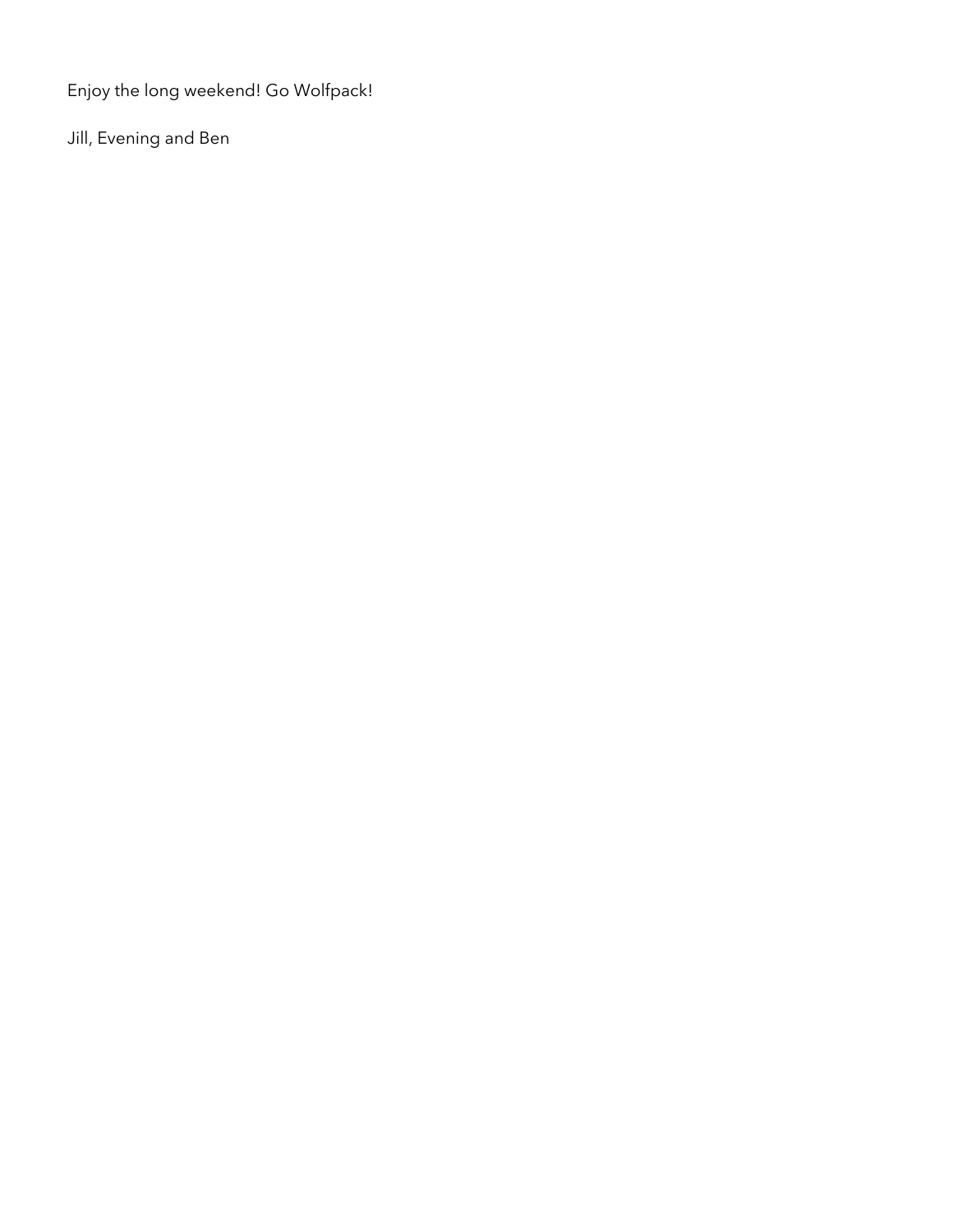Enjoy the long weekend! Go Wolfpack!

Jill, Evening and Ben